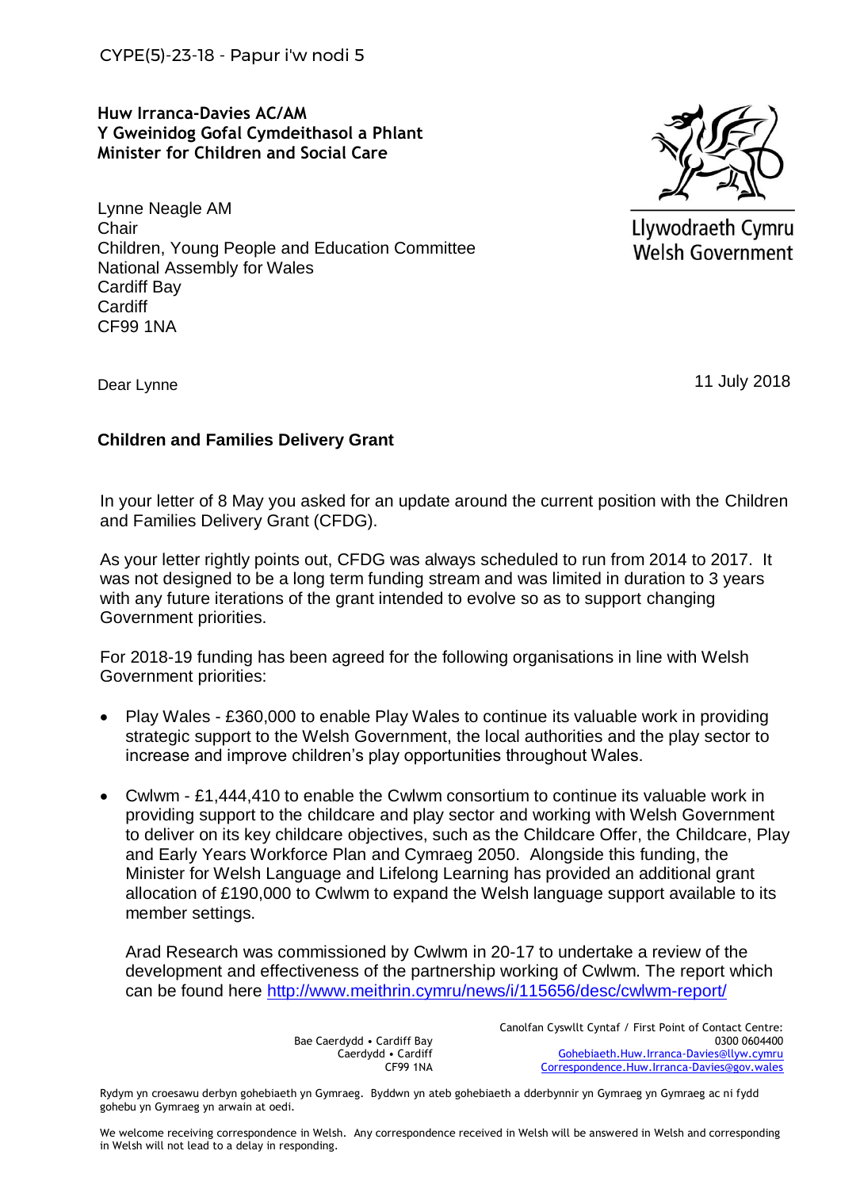CYPE(5)-23-18 - Papur i'w nodi 5

**Huw Irranca-Davies AC/AM**
**Y Gweinidog Gofal Cymdeithasol a Phlant**
**Minister for Children and Social Care**

Llywodraeth Cymru
Welsh Government

Lynne Neagle AM
Chair
Children, Young People and Education Committee
National Assembly for Wales
Cardiff Bay
Cardiff
CF99 1NA

11 July 2018

Dear Lynne

**Children and Families Delivery Grant**

In your letter of 8 May you asked for an update around the current position with the Children and Families Delivery Grant (CFDG).

As your letter rightly points out, CFDG was always scheduled to run from 2014 to 2017. It was not designed to be a long term funding stream and was limited in duration to 3 years with any future iterations of the grant intended to evolve so as to support changing Government priorities.

For 2018-19 funding has been agreed for the following organisations in line with Welsh Government priorities:

- Play Wales - £360,000 to enable Play Wales to continue its valuable work in providing strategic support to the Welsh Government, the local authorities and the play sector to increase and improve children's play opportunities throughout Wales.

- Cwlwm - £1,444,410 to enable the Cwlwm consortium to continue its valuable work in providing support to the childcare and play sector and working with Welsh Government to deliver on its key childcare objectives, such as the Childcare Offer, the Childcare, Play and Early Years Workforce Plan and Cymraeg 2050. Alongside this funding, the Minister for Welsh Language and Lifelong Learning has provided an additional grant allocation of £190,000 to Cwlwm to expand the Welsh language support available to its member settings.

  Arad Research was commissioned by Cwlwm in 20-17 to undertake a review of the development and effectiveness of the partnership working of Cwlwm. The report which can be found here http://www.meithrin.cymru/news/i/115656/desc/cwlwm-report/

Bae Caerdydd • Cardiff Bay
Caerdydd • Cardiff
CF99 1NA

Canolfan Cyswllt Cyntaf / First Point of Contact Centre:
0300 0604400
Gohebiaeth.Huw.Irranca-Davies@llyw.cymru
Correspondence.Huw.Irranca-Davies@gov.wales

Rydym yn croesawu derbyn gohebiaeth yn Gymraeg. Byddwn yn ateb gohebiaeth a dderbynnir yn Gymraeg yn Gymraeg ac ni fydd gohebu yn Gymraeg yn arwain at oedi.

We welcome receiving correspondence in Welsh. Any correspondence received in Welsh will be answered in Welsh and corresponding in Welsh will not lead to a delay in responding.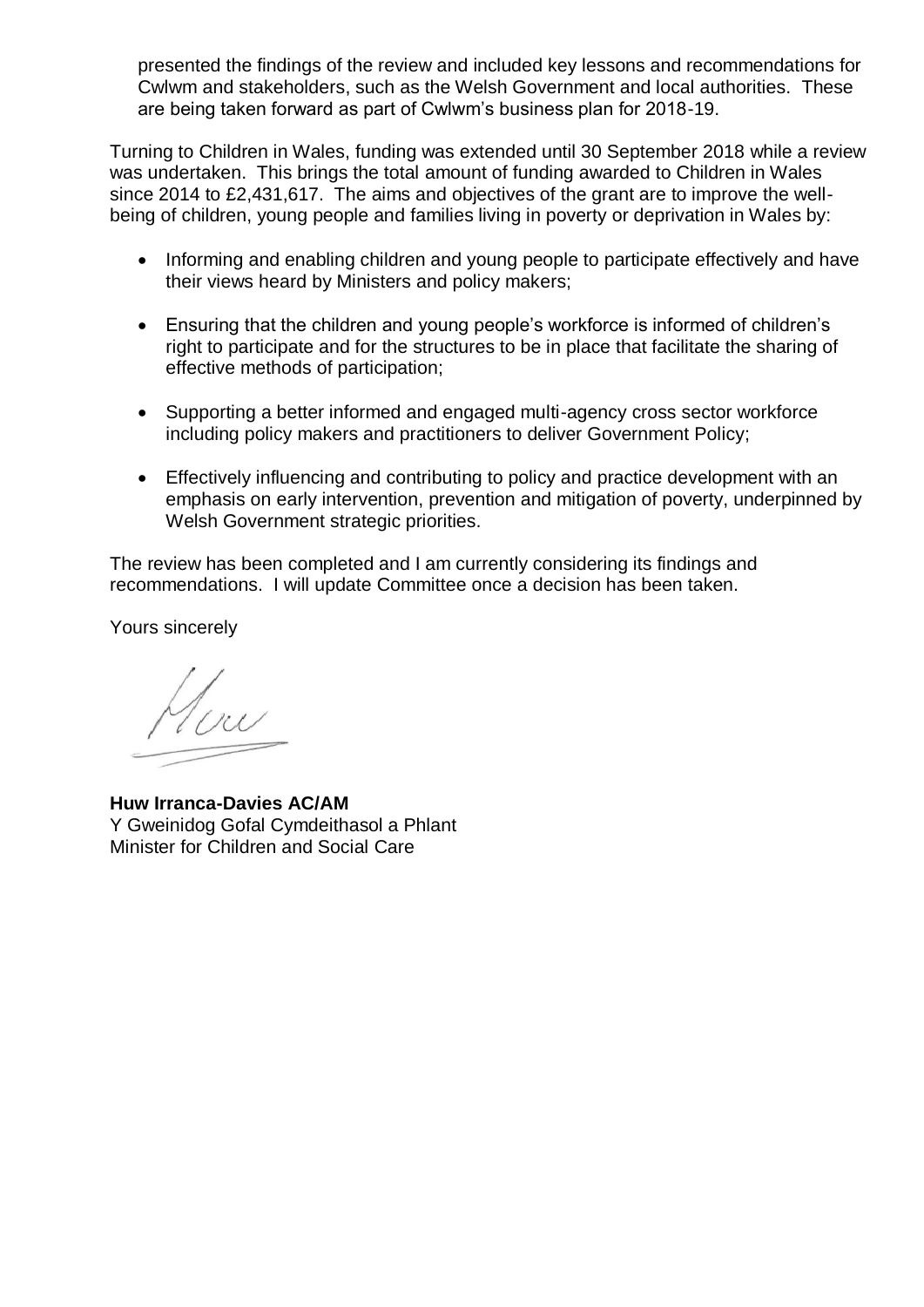presented the findings of the review and included key lessons and recommendations for Cwlwm and stakeholders, such as the Welsh Government and local authorities. These are being taken forward as part of Cwlwm's business plan for 2018-19.

Turning to Children in Wales, funding was extended until 30 September 2018 while a review was undertaken. This brings the total amount of funding awarded to Children in Wales since 2014 to £2,431,617. The aims and objectives of the grant are to improve the well-being of children, young people and families living in poverty or deprivation in Wales by:

- Informing and enabling children and young people to participate effectively and have their views heard by Ministers and policy makers;
- Ensuring that the children and young people's workforce is informed of children's right to participate and for the structures to be in place that facilitate the sharing of effective methods of participation;
- Supporting a better informed and engaged multi-agency cross sector workforce including policy makers and practitioners to deliver Government Policy;
- Effectively influencing and contributing to policy and practice development with an emphasis on early intervention, prevention and mitigation of poverty, underpinned by Welsh Government strategic priorities.

The review has been completed and I am currently considering its findings and recommendations. I will update Committee once a decision has been taken.

Yours sincerely

**Huw Irranca-Davies AC/AM**
Y Gweinidog Gofal Cymdeithasol a Phlant
Minister for Children and Social Care